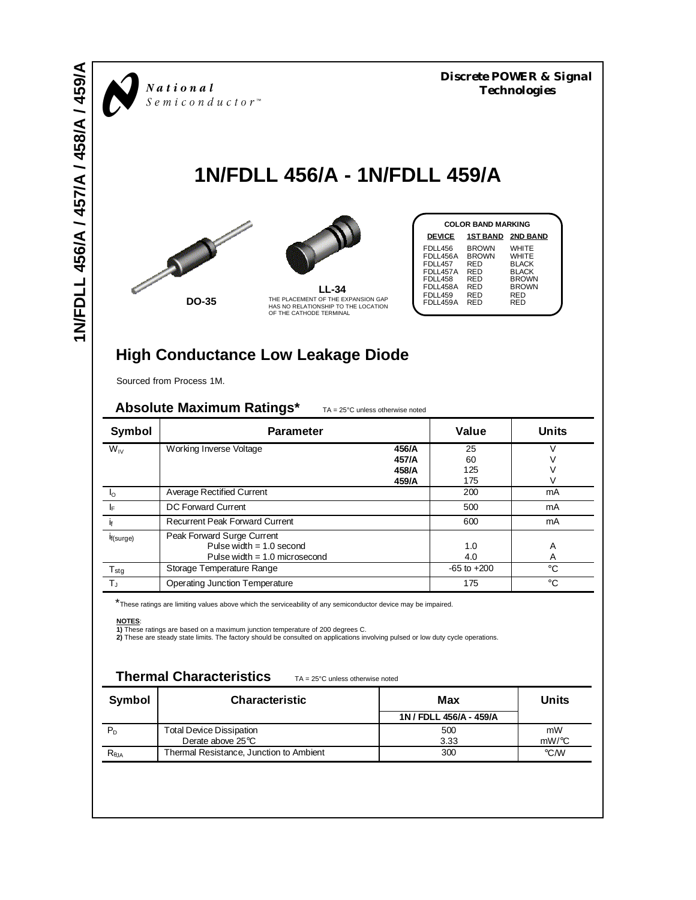National Semiconductor™

**Discrete POWER & Signal Technologies**

# 1N/FDLL 456/A - 1N/FDLL 459/A

DO-35

LL-34

THE PLACEMENT OF THE EXPANSION GAP HAS NO RELATIONSHIP TO THE LOCATION OF THE CATHODE TERMINAL

| COLOR BAND MARKING | | |
|---|---|---|
| DEVICE | 1ST BAND | 2ND BAND |
| FDLL456 | BROWN | WHITE |
| FDLL456A | BROWN | WHITE |
| FDLL457 | RED | BLACK |
| FDLL457A | RED | BLACK |
| FDLL458 | RED | BROWN |
| FDLL458A | RED | BROWN |
| FDLL459 | RED | RED |
| FDLL459A | RED | RED |

## High Conductance Low Leakage Diode

Sourced from Process 1M.

### Absolute Maximum Ratings*

TA = 25°C unless otherwise noted

| Symbol | Parameter | | Value | Units |
|---|---|---|---|---|
| $W_{IV}$ | Working Inverse Voltage | **456/A** | 25 | V |
| | | **457/A** | 60 | V |
| | | **458/A** | 125 | V |
| | | **459/A** | 175 | V |
| $I_O$ | Average Rectified Current | | 200 | mA |
| $I_F$ | DC Forward Current | | 500 | mA |
| $i_f$ | Recurrent Peak Forward Current | | 600 | mA |
| $i_{f(surge)}$ | Peak Forward Surge Current | | | |
| | Pulse width = 1.0 second | | 1.0 | A |
| | Pulse width = 1.0 microsecond | | 4.0 | A |
| $T_{stg}$ | Storage Temperature Range | | -65 to +200 | °C |
| $T_J$ | Operating Junction Temperature | | 175 | °C |

*These ratings are limiting values above which the serviceability of any semiconductor device may be impaired.

**NOTES**:
**1)** These ratings are based on a maximum junction temperature of 200 degrees C.
**2)** These are steady state limits. The factory should be consulted on applications involving pulsed or low duty cycle operations.

### Thermal Characteristics

TA = 25°C unless otherwise noted

| Symbol | Characteristic | Max | Units |
|---|---|---|---|
| | | 1N / FDLL 456/A - 459/A | |
| $P_D$ | Total Device Dissipation | 500 | mW |
| | Derate above 25°C | 3.33 | mW/°C |
| $R_{\theta JA}$ | Thermal Resistance, Junction to Ambient | 300 | °C/W |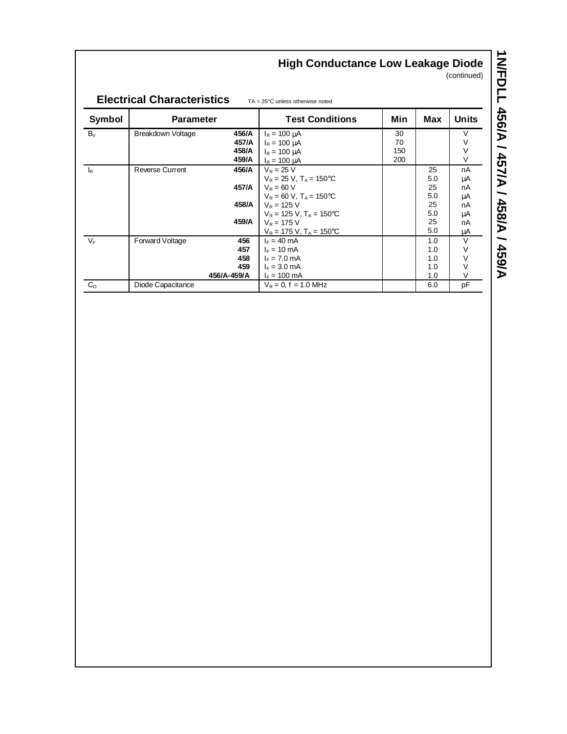## High Conductance Low Leakage Diode
(continued)

### Electrical Characteristics

TA = 25°C unless otherwise noted

| Symbol | Parameter | | Test Conditions | Min | Max | Units |
|---|---|---|---|---|---|---|
| $B_V$ | Breakdown Voltage | **456/A** | $I_R$ = 100 μA | 30 | | V |
| | | **457/A** | $I_R$ = 100 μA | 70 | | V |
| | | **458/A** | $I_R$ = 100 μA | 150 | | V |
| | | **459/A** | $I_R$ = 100 μA | 200 | | V |
| $I_R$ | Reverse Current | **456/A** | $V_R$ = 25 V | | 25 | nA |
| | | | $V_R$ = 25 V, $T_A$ = 150°C | | 5.0 | μA |
| | | **457/A** | $V_R$ = 60 V | | 25 | nA |
| | | | $V_R$ = 60 V, $T_A$ = 150°C | | 5.0 | μA |
| | | **458/A** | $V_R$ = 125 V | | 25 | nA |
| | | | $V_R$ = 125 V, $T_A$ = 150°C | | 5.0 | μA |
| | | **459/A** | $V_R$ = 175 V | | 25 | nA |
| | | | $V_R$ = 175 V, $T_A$ = 150°C | | 5.0 | μA |
| $V_F$ | Forward Voltage | **456** | $I_F$ = 40 mA | | 1.0 | V |
| | | **457** | $I_F$ = 10 mA | | 1.0 | V |
| | | **458** | $I_F$ = 7.0 mA | | 1.0 | V |
| | | **459** | $I_F$ = 3.0 mA | | 1.0 | V |
| | | **456/A-459/A** | $I_F$ = 100 mA | | 1.0 | V |
| $C_O$ | Diode Capacitance | | $V_R$ = 0, f = 1.0 MHz | | 6.0 | pF |